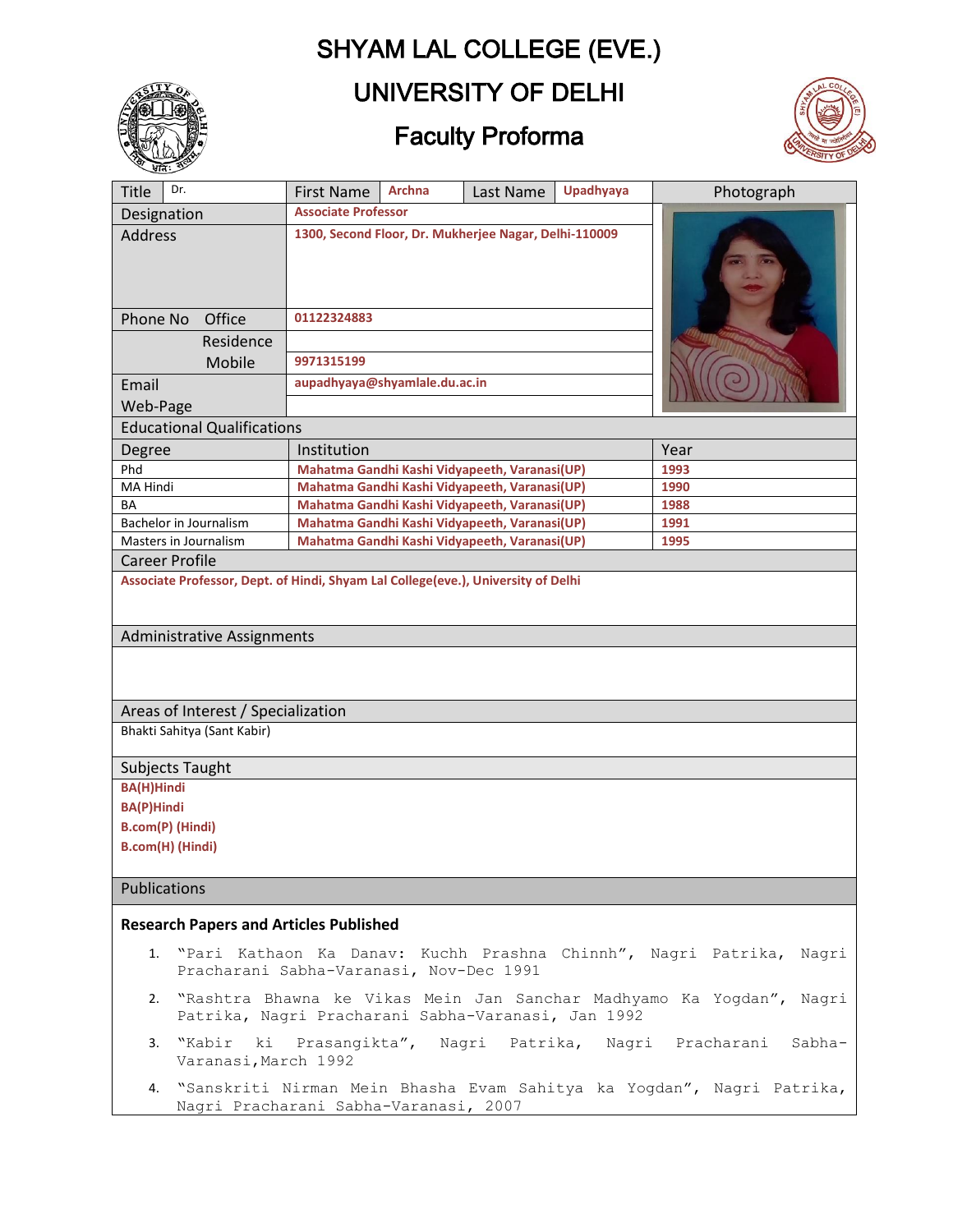# SHYAM LAL COLLEGE (EVE.)

## UNIVERSITY OF DELHI

## Faculty Proforma

| Title | Dr. | First Name | Archna | Last Name | Upadhyaya |
|---|---|---|---|---|---|
| Designation | Associate Professor | | | | |
| Address | 1300, Second Floor, Dr. Mukherjee Nagar, Delhi-110009 | | | | |
| Phone No Office | 01122324883 | | | | |
| Residence | | | | | |
| Mobile | 9971315199 | | | | |
| Email | aupadhyaya@shyamlale.du.ac.in | | | | |
| Web-Page | | | | | |

### Educational Qualifications

| Degree | Institution | Year |
|---|---|---|
| Phd | Mahatma Gandhi Kashi Vidyapeeth, Varanasi(UP) | 1993 |
| MA Hindi | Mahatma Gandhi Kashi Vidyapeeth, Varanasi(UP) | 1990 |
| BA | Mahatma Gandhi Kashi Vidyapeeth, Varanasi(UP) | 1988 |
| Bachelor in Journalism | Mahatma Gandhi Kashi Vidyapeeth, Varanasi(UP) | 1991 |
| Masters in Journalism | Mahatma Gandhi Kashi Vidyapeeth, Varanasi(UP) | 1995 |

### Career Profile

Associate Professor, Dept. of Hindi, Shyam Lal College(eve.), University of Delhi

### Administrative Assignments

### Areas of Interest / Specialization

Bhakti Sahitya (Sant Kabir)

### Subjects Taught

BA(H)Hindi
BA(P)Hindi
B.com(P) (Hindi)
B.com(H) (Hindi)

### Publications

**Research Papers and Articles Published**

1. "Pari Kathaon Ka Danav: Kuchh Prashna Chinnh", Nagri Patrika, Nagri Pracharani Sabha-Varanasi, Nov-Dec 1991
2. "Rashtra Bhawna ke Vikas Mein Jan Sanchar Madhyamo Ka Yogdan", Nagri Patrika, Nagri Pracharani Sabha-Varanasi, Jan 1992
3. "Kabir ki Prasangikta", Nagri Patrika, Nagri Pracharani Sabha-Varanasi,March 1992
4. "Sanskriti Nirman Mein Bhasha Evam Sahitya ka Yogdan", Nagri Patrika, Nagri Pracharani Sabha-Varanasi, 2007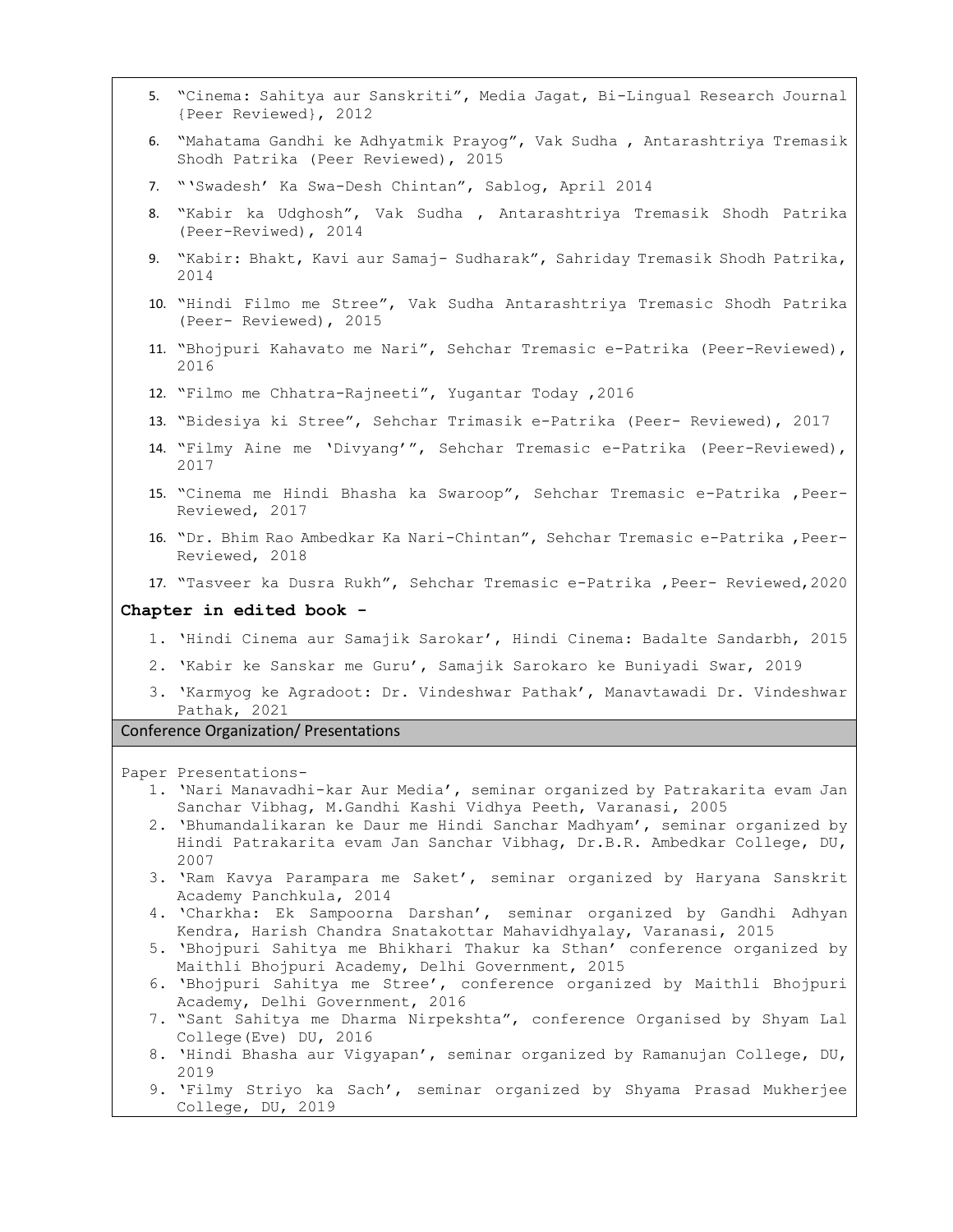5. "Cinema: Sahitya aur Sanskriti", Media Jagat, Bi-Lingual Research Journal {Peer Reviewed}, 2012
6. "Mahatama Gandhi ke Adhyatmik Prayog", Vak Sudha , Antarashtriya Tremasik Shodh Patrika (Peer Reviewed), 2015
7. "'Swadesh' Ka Swa-Desh Chintan", Sablog, April 2014
8. "Kabir ka Udghosh", Vak Sudha , Antarashtriya Tremasik Shodh Patrika (Peer-Reviwed), 2014
9. "Kabir: Bhakt, Kavi aur Samaj- Sudharak", Sahriday Tremasik Shodh Patrika, 2014
10. "Hindi Filmo me Stree", Vak Sudha Antarashtriya Tremasic Shodh Patrika (Peer- Reviewed), 2015
11. "Bhojpuri Kahavato me Nari", Sehchar Tremasic e-Patrika (Peer-Reviewed), 2016
12. "Filmo me Chhatra-Rajneeti", Yugantar Today ,2016
13. "Bidesiya ki Stree", Sehchar Trimasik e-Patrika (Peer- Reviewed), 2017
14. "Filmy Aine me 'Divyang'", Sehchar Tremasic e-Patrika (Peer-Reviewed), 2017
15. "Cinema me Hindi Bhasha ka Swaroop", Sehchar Tremasic e-Patrika ,Peer-Reviewed, 2017
16. "Dr. Bhim Rao Ambedkar Ka Nari-Chintan", Sehchar Tremasic e-Patrika ,Peer-Reviewed, 2018
17. "Tasveer ka Dusra Rukh", Sehchar Tremasic e-Patrika ,Peer- Reviewed,2020

**Chapter in edited book -**

1. 'Hindi Cinema aur Samajik Sarokar', Hindi Cinema: Badalte Sandarbh, 2015
2. 'Kabir ke Sanskar me Guru', Samajik Sarokaro ke Buniyadi Swar, 2019
3. 'Karmyog ke Agradoot: Dr. Vindeshwar Pathak', Manavtawadi Dr. Vindeshwar Pathak, 2021

## Conference Organization/ Presentations

Paper Presentations-

1. 'Nari Manavadhi-kar Aur Media', seminar organized by Patrakarita evam Jan Sanchar Vibhag, M.Gandhi Kashi Vidhya Peeth, Varanasi, 2005
2. 'Bhumandalikaran ke Daur me Hindi Sanchar Madhyam', seminar organized by Hindi Patrakarita evam Jan Sanchar Vibhag, Dr.B.R. Ambedkar College, DU, 2007
3. 'Ram Kavya Parampara me Saket', seminar organized by Haryana Sanskrit Academy Panchkula, 2014
4. 'Charkha: Ek Sampoorna Darshan', seminar organized by Gandhi Adhyan Kendra, Harish Chandra Snatakottar Mahavidhyalay, Varanasi, 2015
5. 'Bhojpuri Sahitya me Bhikhari Thakur ka Sthan' conference organized by Maithli Bhojpuri Academy, Delhi Government, 2015
6. 'Bhojpuri Sahitya me Stree', conference organized by Maithli Bhojpuri Academy, Delhi Government, 2016
7. "Sant Sahitya me Dharma Nirpekshta", conference Organised by Shyam Lal College(Eve) DU, 2016
8. 'Hindi Bhasha aur Vigyapan', seminar organized by Ramanujan College, DU, 2019
9. 'Filmy Striyo ka Sach', seminar organized by Shyama Prasad Mukherjee College, DU, 2019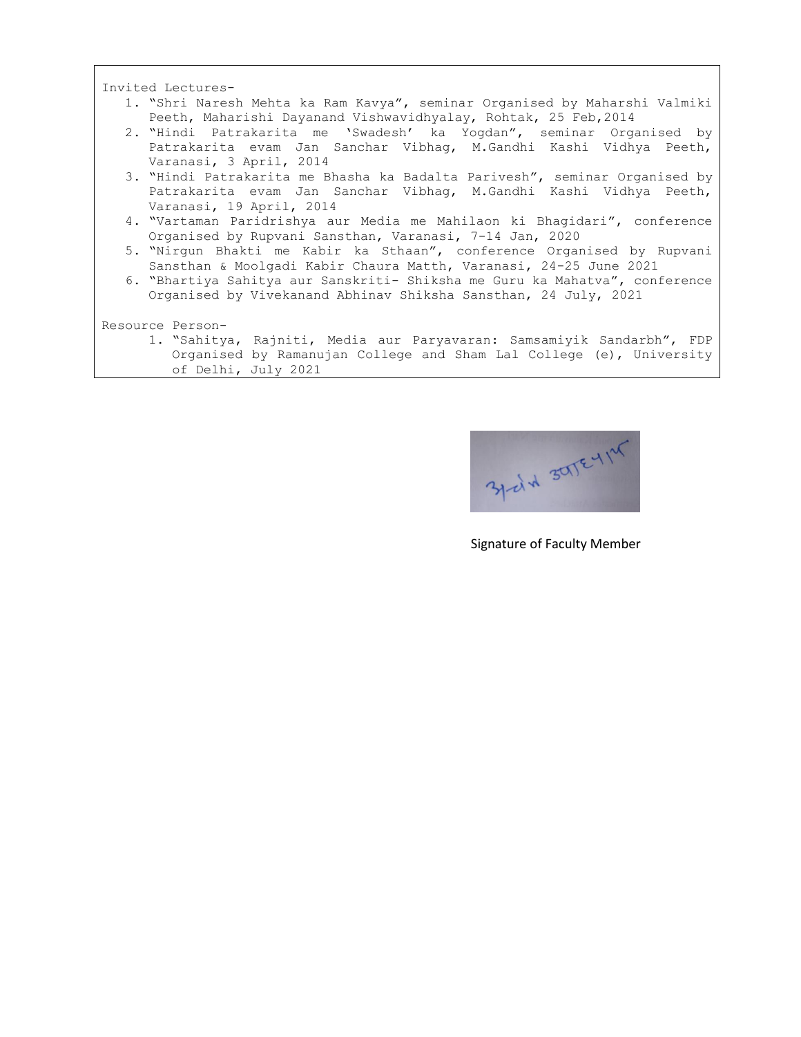Invited Lectures-

1. "Shri Naresh Mehta ka Ram Kavya", seminar Organised by Maharshi Valmiki Peeth, Maharishi Dayanand Vishwavidhyalay, Rohtak, 25 Feb,2014
2. "Hindi Patrakarita me 'Swadesh' ka Yogdan", seminar Organised by Patrakarita evam Jan Sanchar Vibhag, M.Gandhi Kashi Vidhya Peeth, Varanasi, 3 April, 2014
3. "Hindi Patrakarita me Bhasha ka Badalta Parivesh", seminar Organised by Patrakarita evam Jan Sanchar Vibhag, M.Gandhi Kashi Vidhya Peeth, Varanasi, 19 April, 2014
4. "Vartaman Paridrishya aur Media me Mahilaon ki Bhagidari", conference Organised by Rupvani Sansthan, Varanasi, 7-14 Jan, 2020
5. "Nirgun Bhakti me Kabir ka Sthaan", conference Organised by Rupvani Sansthan & Moolgadi Kabir Chaura Matth, Varanasi, 24-25 June 2021
6. "Bhartiya Sahitya aur Sanskriti- Shiksha me Guru ka Mahatva", conference Organised by Vivekanand Abhinav Shiksha Sansthan, 24 July, 2021

Resource Person-

1. "Sahitya, Rajniti, Media aur Paryavaran: Samsamiyik Sandarbh", FDP Organised by Ramanujan College and Sham Lal College (e), University of Delhi, July 2021

Signature of Faculty Member